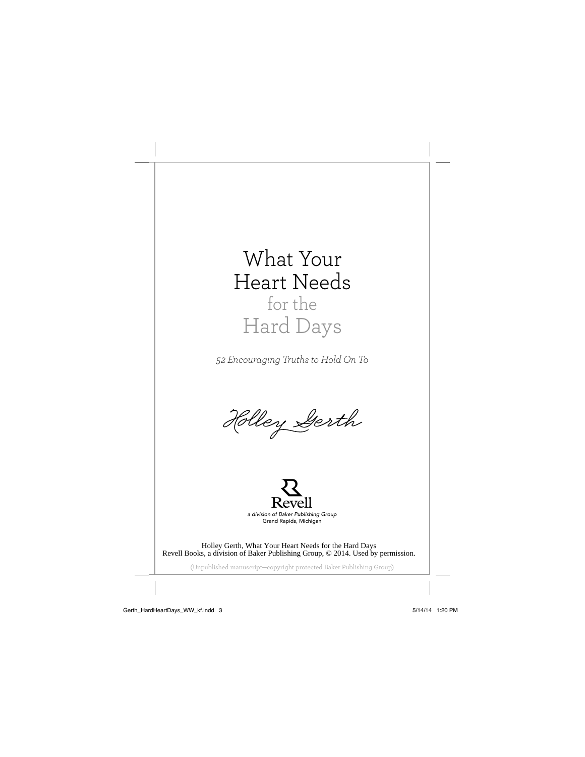# What Your Heart Needs for the Hard Days

*52 Encouraging Truths to Hold On To*

Holley Gerth

Revell

*a division of Baker Publishing Group*

Grand Rapids, Michigan

Holley Gerth, What Your Heart Needs for the Hard Days
Revell Books, a division of Baker Publishing Group, © 2014. Used by permission.

(Unpublished manuscript—copyright protected Baker Publishing Group)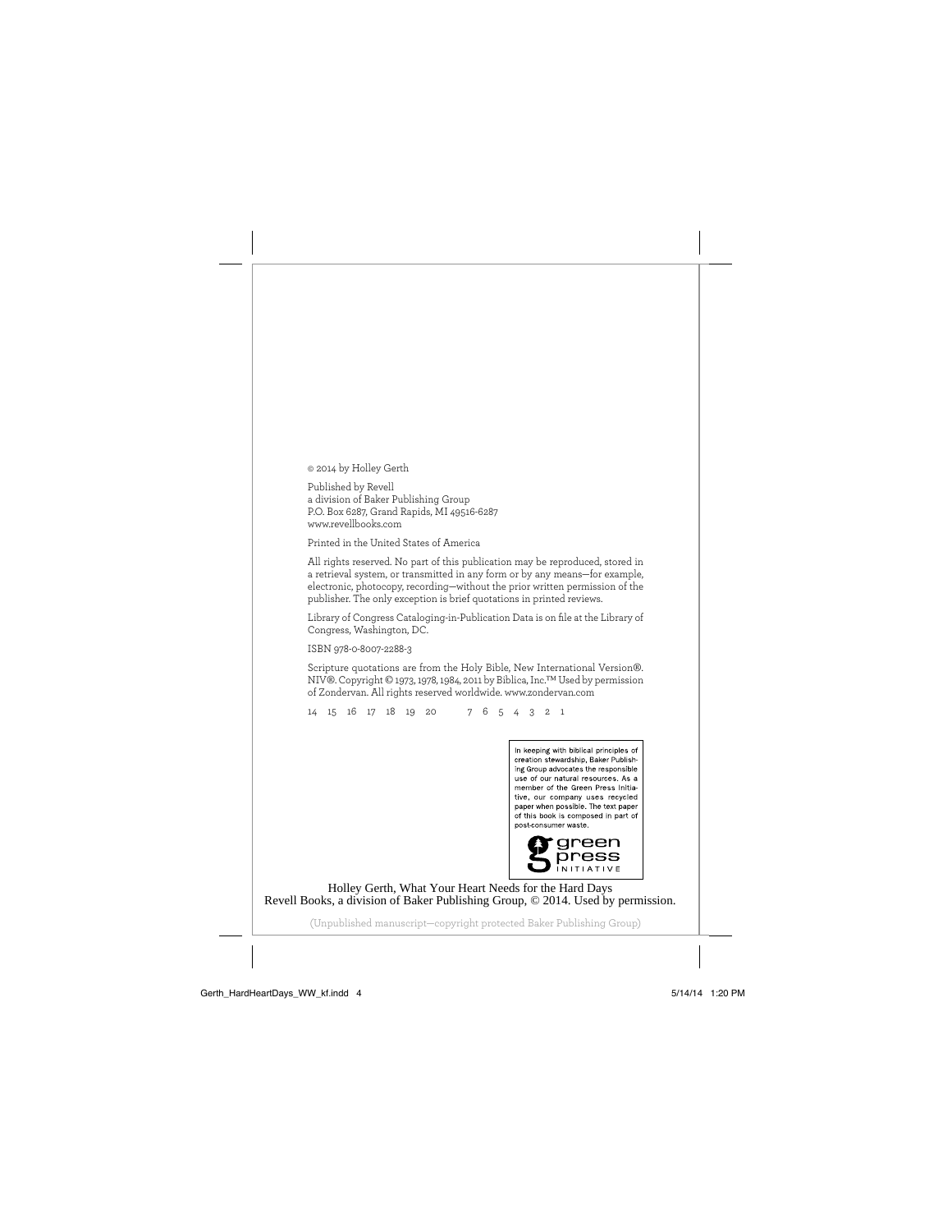© 2014 by Holley Gerth

Published by Revell
a division of Baker Publishing Group
P.O. Box 6287, Grand Rapids, MI 49516-6287
www.revellbooks.com

Printed in the United States of America

All rights reserved. No part of this publication may be reproduced, stored in a retrieval system, or transmitted in any form or by any means—for example, electronic, photocopy, recording—without the prior written permission of the publisher. The only exception is brief quotations in printed reviews.

Library of Congress Cataloging-in-Publication Data is on file at the Library of Congress, Washington, DC.

ISBN 978-0-8007-2288-3

Scripture quotations are from the Holy Bible, New International Version®. NIV®. Copyright © 1973, 1978, 1984, 2011 by Biblica, Inc.™ Used by permission of Zondervan. All rights reserved worldwide. www.zondervan.com

14 15 16 17 18 19 20 7 6 5 4 3 2 1

In keeping with biblical principles of creation stewardship, Baker Publishing Group advocates the responsible use of our natural resources. As a member of the Green Press Initiative, our company uses recycled paper when possible. The text paper of this book is composed in part of post-consumer waste.

green press INITIATIVE

Holley Gerth, What Your Heart Needs for the Hard Days
Revell Books, a division of Baker Publishing Group, © 2014. Used by permission.

(Unpublished manuscript—copyright protected Baker Publishing Group)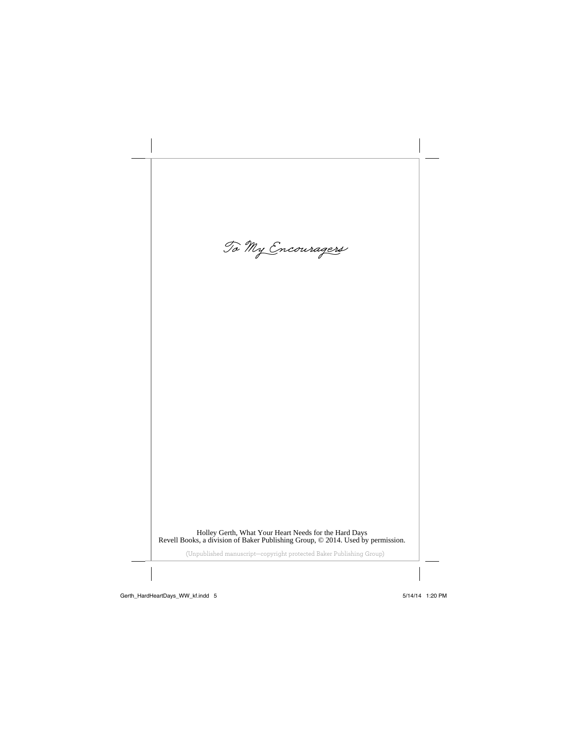*To My Encouragers*

Holley Gerth, What Your Heart Needs for the Hard Days
Revell Books, a division of Baker Publishing Group, © 2014. Used by permission.

(Unpublished manuscript—copyright protected Baker Publishing Group)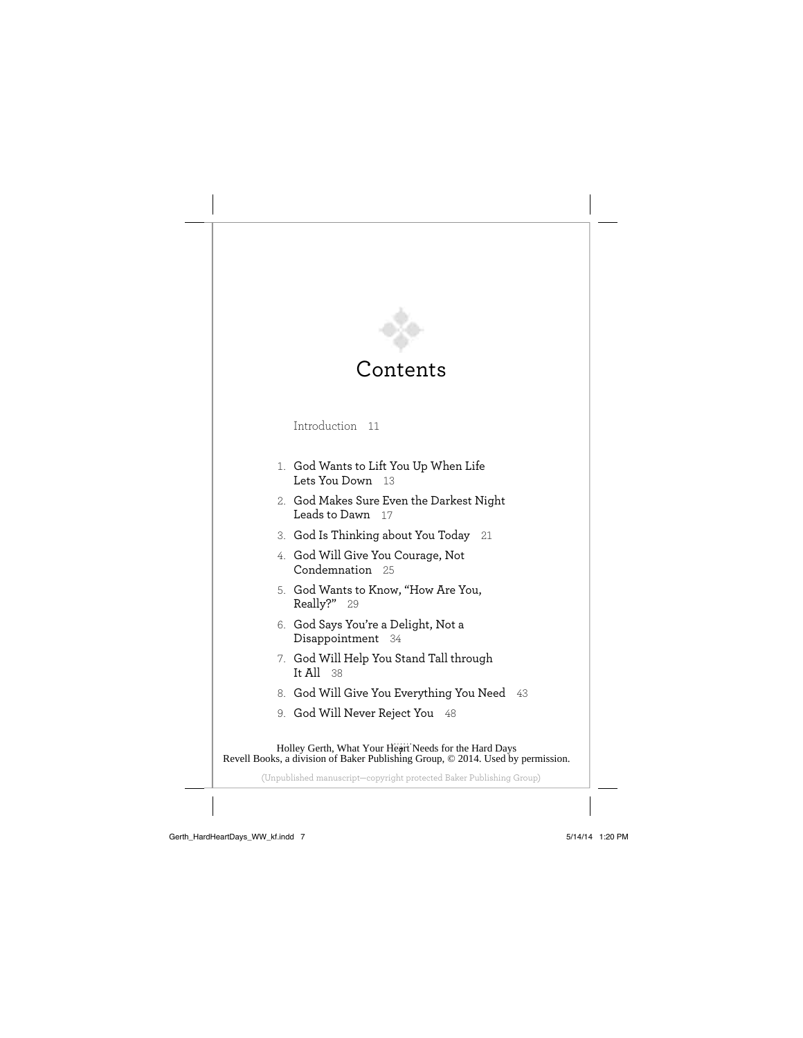# Contents

Introduction 11

1. God Wants to Lift You Up When Life Lets You Down 13
2. God Makes Sure Even the Darkest Night Leads to Dawn 17
3. God Is Thinking about You Today 21
4. God Will Give You Courage, Not Condemnation 25
5. God Wants to Know, "How Are You, Really?" 29
6. God Says You're a Delight, Not a Disappointment 34
7. God Will Help You Stand Tall through It All 38
8. God Will Give You Everything You Need 43
9. God Will Never Reject You 48

Holley Gerth, What Your Heart Needs for the Hard Days
Revell Books, a division of Baker Publishing Group, © 2014. Used by permission.

(Unpublished manuscript—copyright protected Baker Publishing Group)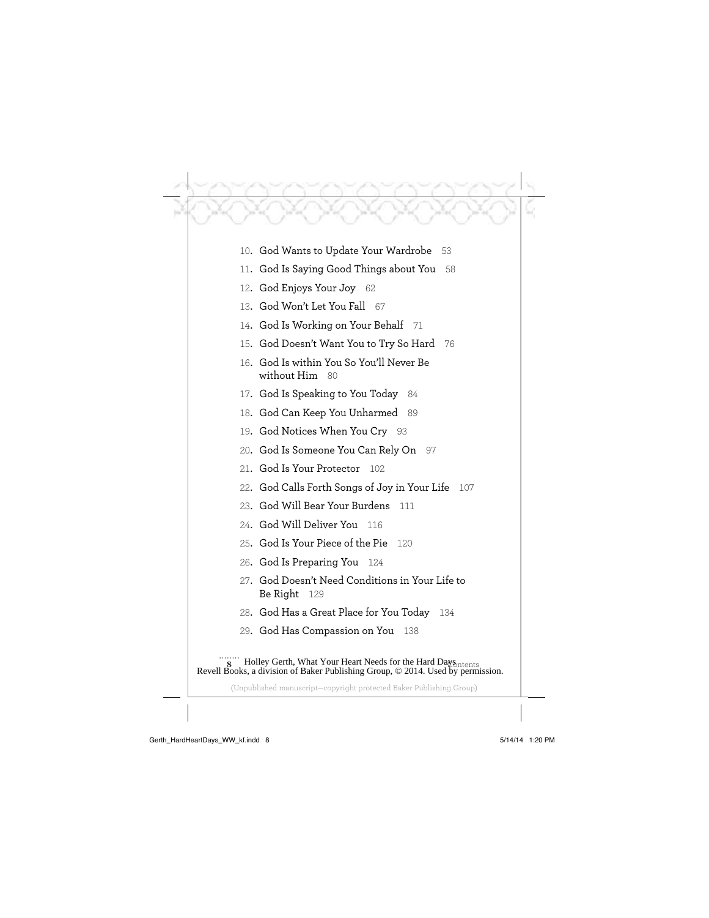10. God Wants to Update Your Wardrobe 53
11. God Is Saying Good Things about You 58
12. God Enjoys Your Joy 62
13. God Won't Let You Fall 67
14. God Is Working on Your Behalf 71
15. God Doesn't Want You to Try So Hard 76
16. God Is within You So You'll Never Be without Him 80
17. God Is Speaking to You Today 84
18. God Can Keep You Unharmed 89
19. God Notices When You Cry 93
20. God Is Someone You Can Rely On 97
21. God Is Your Protector 102
22. God Calls Forth Songs of Joy in Your Life 107
23. God Will Bear Your Burdens 111
24. God Will Deliver You 116
25. God Is Your Piece of the Pie 120
26. God Is Preparing You 124
27. God Doesn't Need Conditions in Your Life to Be Right 129
28. God Has a Great Place for You Today 134
29. God Has Compassion on You 138

Holley Gerth, What Your Heart Needs for the Hard Days
Revell Books, a division of Baker Publishing Group, © 2014. Used by permission.

(Unpublished manuscript—copyright protected Baker Publishing Group)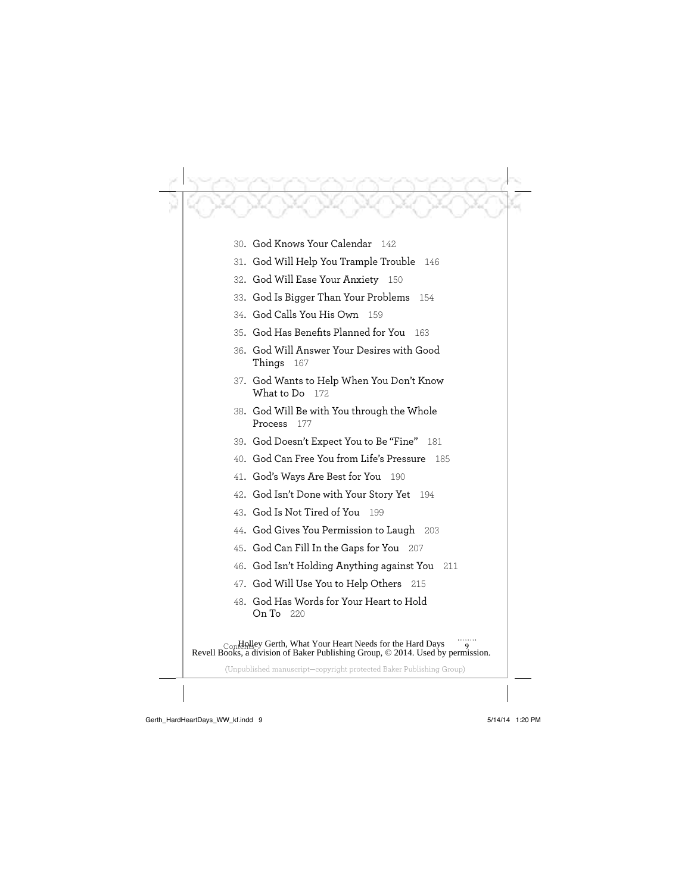30. God Knows Your Calendar 142
31. God Will Help You Trample Trouble 146
32. God Will Ease Your Anxiety 150
33. God Is Bigger Than Your Problems 154
34. God Calls You His Own 159
35. God Has Benefits Planned for You 163
36. God Will Answer Your Desires with Good Things 167
37. God Wants to Help When You Don't Know What to Do 172
38. God Will Be with You through the Whole Process 177
39. God Doesn't Expect You to Be "Fine" 181
40. God Can Free You from Life's Pressure 185
41. God's Ways Are Best for You 190
42. God Isn't Done with Your Story Yet 194
43. God Is Not Tired of You 199
44. God Gives You Permission to Laugh 203
45. God Can Fill In the Gaps for You 207
46. God Isn't Holding Anything against You 211
47. God Will Use You to Help Others 215
48. God Has Words for Your Heart to Hold On To 220

Holley Gerth, What Your Heart Needs for the Hard Days
Revell Books, a division of Baker Publishing Group, © 2014. Used by permission.

(Unpublished manuscript—copyright protected Baker Publishing Group)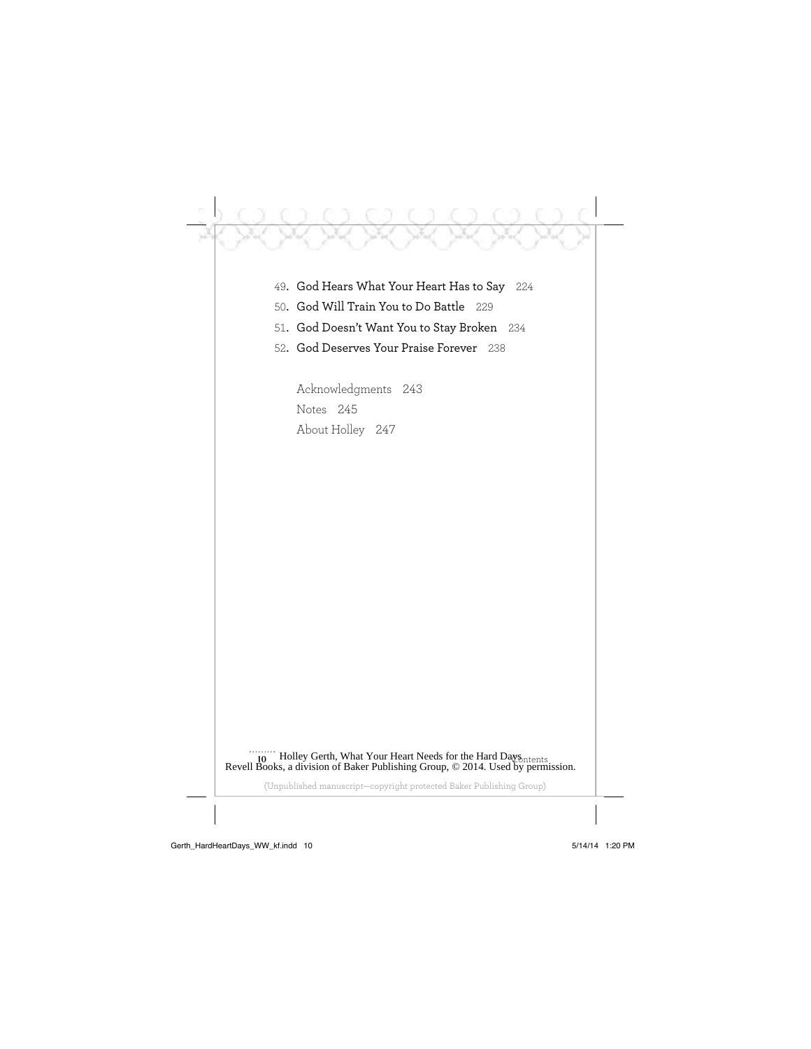49. **God Hears What Your Heart Has to Say** 224
50. **God Will Train You to Do Battle** 229
51. **God Doesn't Want You to Stay Broken** 234
52. **God Deserves Your Praise Forever** 238

Acknowledgments 243
Notes 245
About Holley 247

Holley Gerth, What Your Heart Needs for the Hard Days
Revell Books, a division of Baker Publishing Group, © 2014. Used by permission.

(Unpublished manuscript—copyright protected Baker Publishing Group)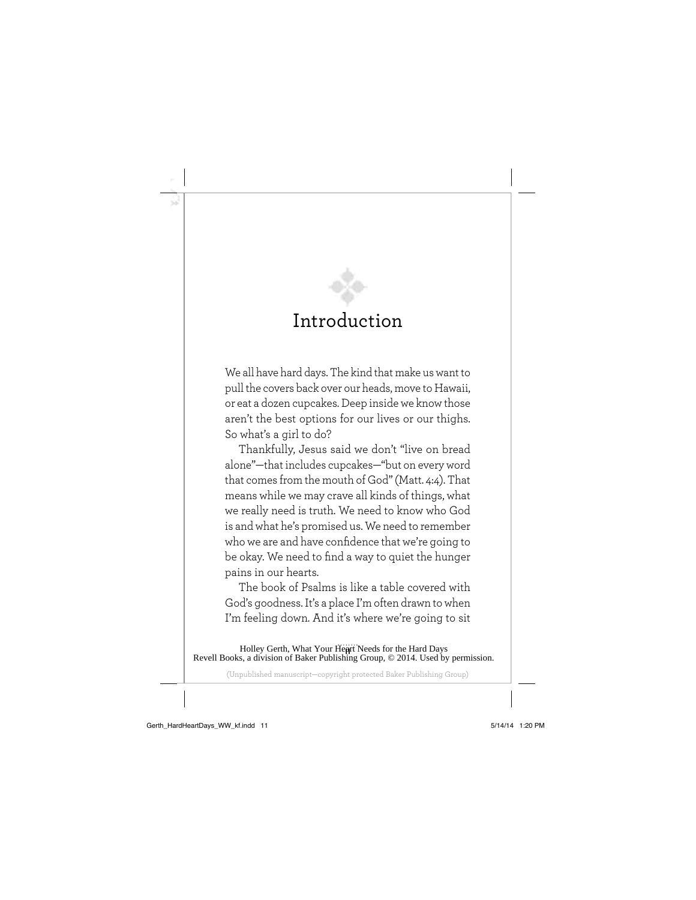# Introduction

We all have hard days. The kind that make us want to pull the covers back over our heads, move to Hawaii, or eat a dozen cupcakes. Deep inside we know those aren't the best options for our lives or our thighs. So what's a girl to do?

Thankfully, Jesus said we don't "live on bread alone"—that includes cupcakes—"but on every word that comes from the mouth of God" (Matt. 4:4). That means while we may crave all kinds of things, what we really need is truth. We need to know who God is and what he's promised us. We need to remember who we are and have confidence that we're going to be okay. We need to find a way to quiet the hunger pains in our hearts.

The book of Psalms is like a table covered with God's goodness. It's a place I'm often drawn to when I'm feeling down. And it's where we're going to sit

Holley Gerth, What Your Heart Needs for the Hard Days
Revell Books, a division of Baker Publishing Group, © 2014. Used by permission.

(Unpublished manuscript—copyright protected Baker Publishing Group)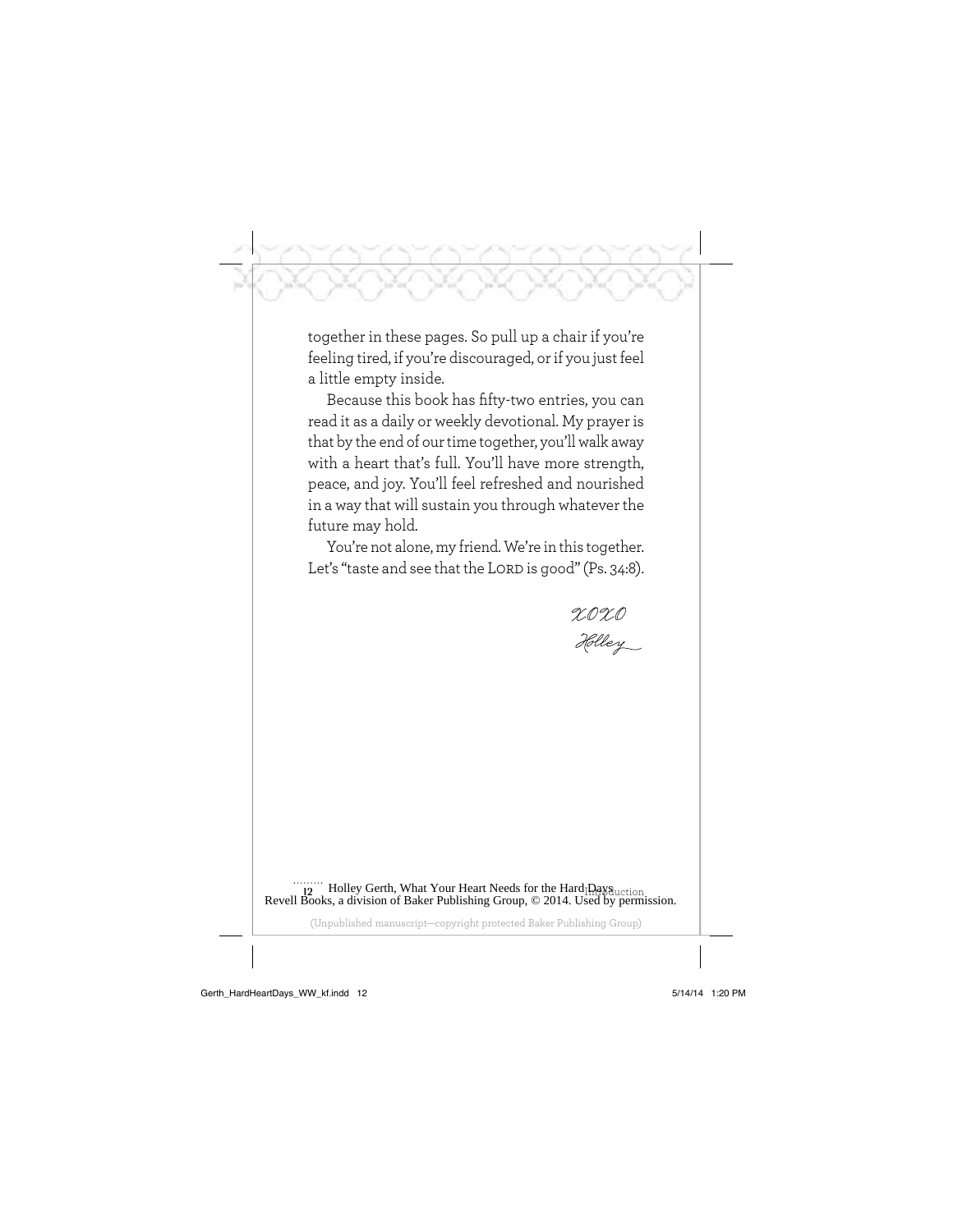together in these pages. So pull up a chair if you're feeling tired, if you're discouraged, or if you just feel a little empty inside.

Because this book has fifty-two entries, you can read it as a daily or weekly devotional. My prayer is that by the end of our time together, you'll walk away with a heart that's full. You'll have more strength, peace, and joy. You'll feel refreshed and nourished in a way that will sustain you through whatever the future may hold.

You're not alone, my friend. We're in this together. Let's "taste and see that the LORD is good" (Ps. 34:8).

*xoxo*
*Holley*

Holley Gerth, What Your Heart Needs for the Hard Days
Revell Books, a division of Baker Publishing Group, © 2014. Used by permission.

(Unpublished manuscript—copyright protected Baker Publishing Group)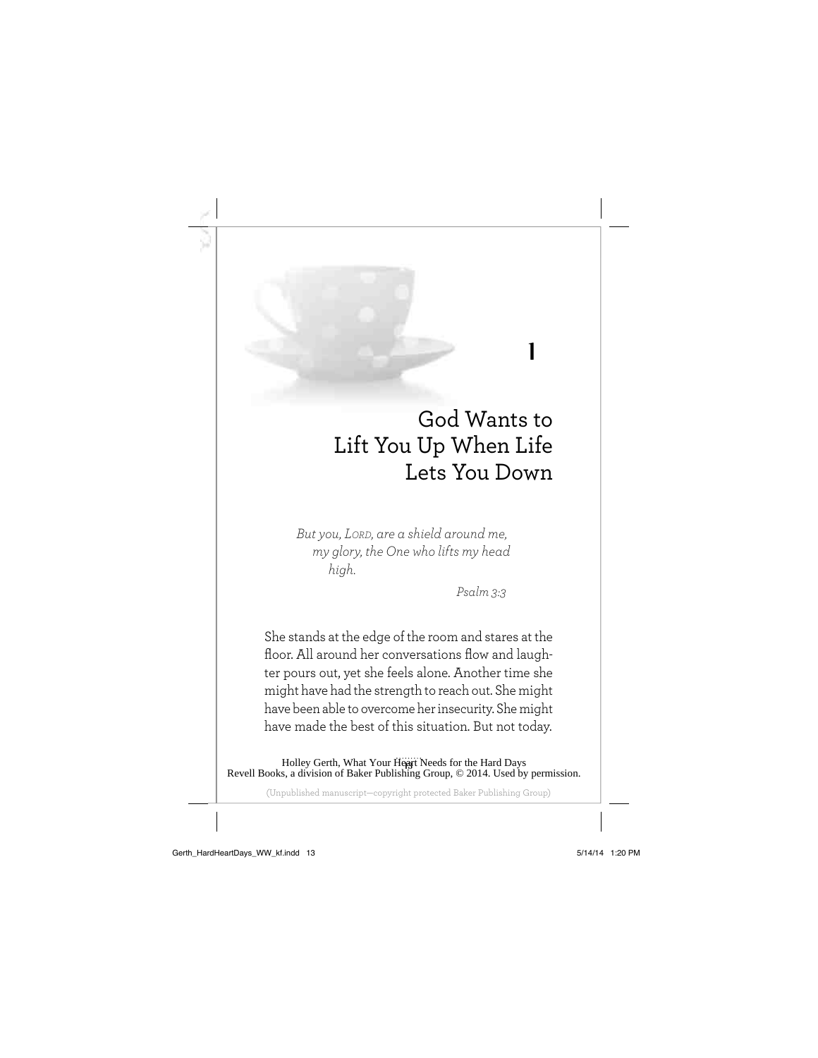# 1

# God Wants to Lift You Up When Life Lets You Down

*But you, Lord, are a shield around me,*
*my glory, the One who lifts my head*
*high.*

*Psalm 3:3*

She stands at the edge of the room and stares at the floor. All around her conversations flow and laughter pours out, yet she feels alone. Another time she might have had the strength to reach out. She might have been able to overcome her insecurity. She might have made the best of this situation. But not today.

Holley Gerth, What Your Heart Needs for the Hard Days
Revell Books, a division of Baker Publishing Group, © 2014. Used by permission.

(Unpublished manuscript—copyright protected Baker Publishing Group)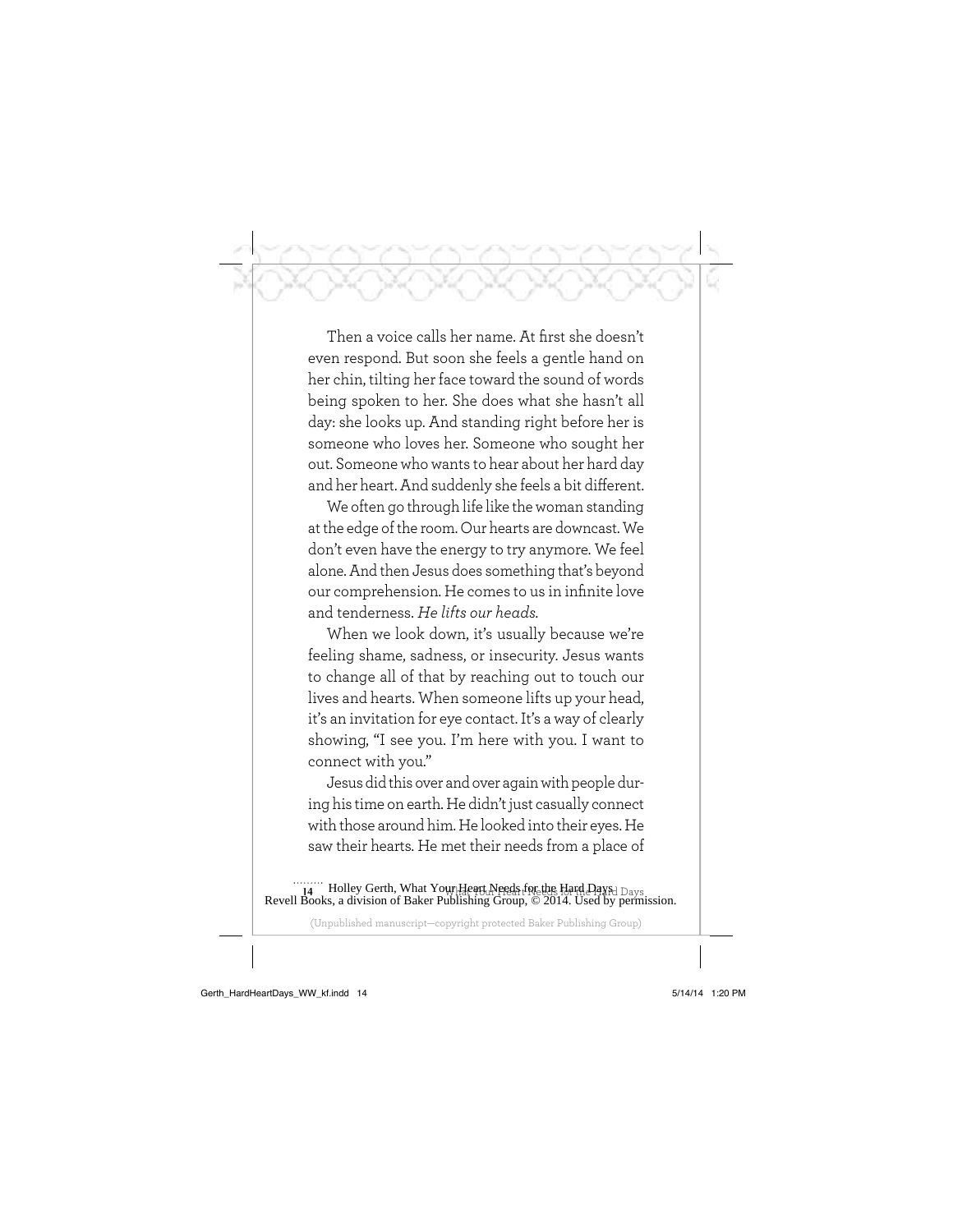Then a voice calls her name. At first she doesn't even respond. But soon she feels a gentle hand on her chin, tilting her face toward the sound of words being spoken to her. She does what she hasn't all day: she looks up. And standing right before her is someone who loves her. Someone who sought her out. Someone who wants to hear about her hard day and her heart. And suddenly she feels a bit different.

We often go through life like the woman standing at the edge of the room. Our hearts are downcast. We don't even have the energy to try anymore. We feel alone. And then Jesus does something that's beyond our comprehension. He comes to us in infinite love and tenderness. *He lifts our heads.*

When we look down, it's usually because we're feeling shame, sadness, or insecurity. Jesus wants to change all of that by reaching out to touch our lives and hearts. When someone lifts up your head, it's an invitation for eye contact. It's a way of clearly showing, "I see you. I'm here with you. I want to connect with you."

Jesus did this over and over again with people during his time on earth. He didn't just casually connect with those around him. He looked into their eyes. He saw their hearts. He met their needs from a place of

Holley Gerth, What Your Heart Needs for the Hard Days
Revell Books, a division of Baker Publishing Group, © 2014. Used by permission.

(Unpublished manuscript—copyright protected Baker Publishing Group)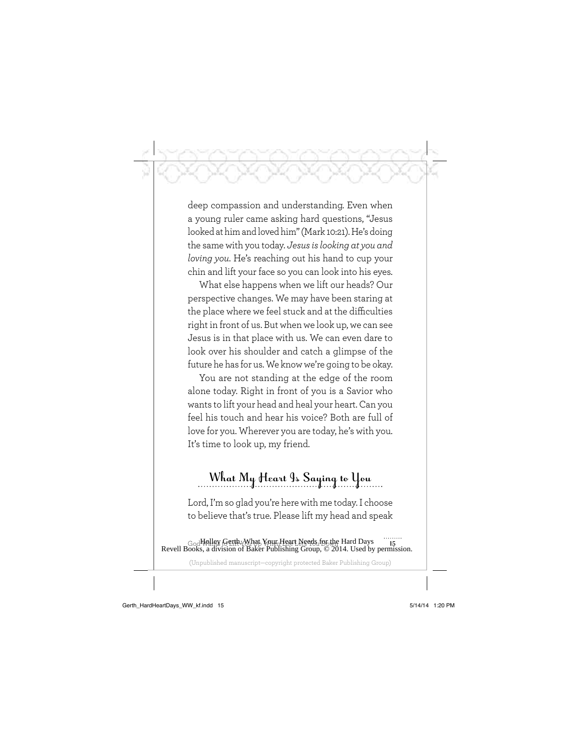deep compassion and understanding. Even when a young ruler came asking hard questions, "Jesus looked at him and loved him" (Mark 10:21). He's doing the same with you today. *Jesus is looking at you and loving you*. He's reaching out his hand to cup your chin and lift your face so you can look into his eyes.

What else happens when we lift our heads? Our perspective changes. We may have been staring at the place where we feel stuck and at the difficulties right in front of us. But when we look up, we can see Jesus is in that place with us. We can even dare to look over his shoulder and catch a glimpse of the future he has for us. We know we're going to be okay.

You are not standing at the edge of the room alone today. Right in front of you is a Savior who wants to lift your head and heal your heart. Can you feel his touch and hear his voice? Both are full of love for you. Wherever you are today, he's with you. It's time to look up, my friend.

## What My Heart Is Saying to You

Lord, I'm so glad you're here with me today. I choose to believe that's true. Please lift my head and speak

Holley Gerth, What Your Heart Needs for the Hard Days
Revell Books, a division of Baker Publishing Group, © 2014. Used by permission.

(Unpublished manuscript—copyright protected Baker Publishing Group)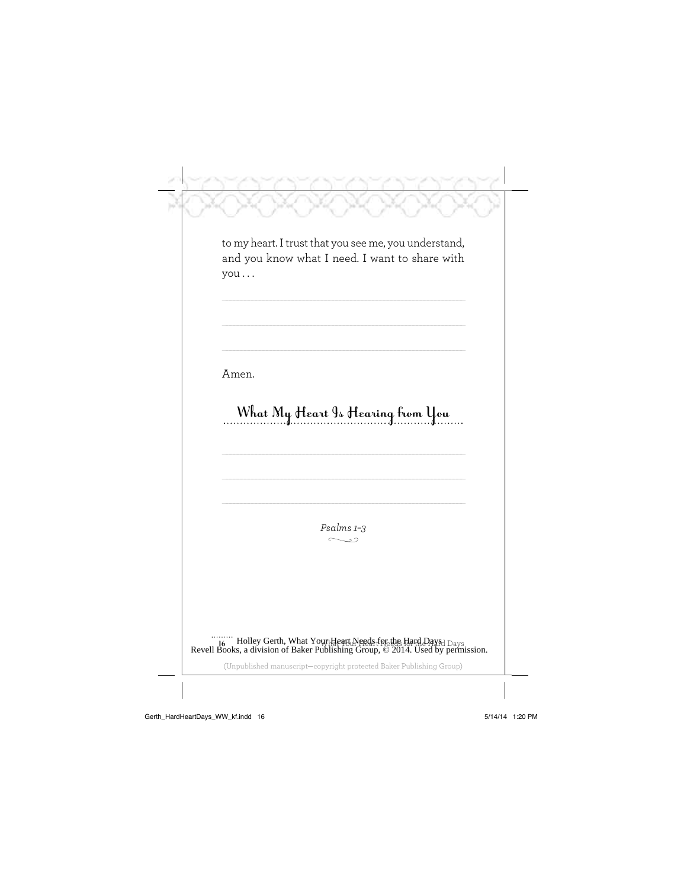to my heart. I trust that you see me, you understand, and you know what I need. I want to share with you . . .

Amen.

## What My Heart Is Hearing from You

*Psalms 1–3*

Holley Gerth, What Your Heart Needs for the Hard Days
Revell Books, a division of Baker Publishing Group, © 2014. Used by permission.

(Unpublished manuscript—copyright protected Baker Publishing Group)